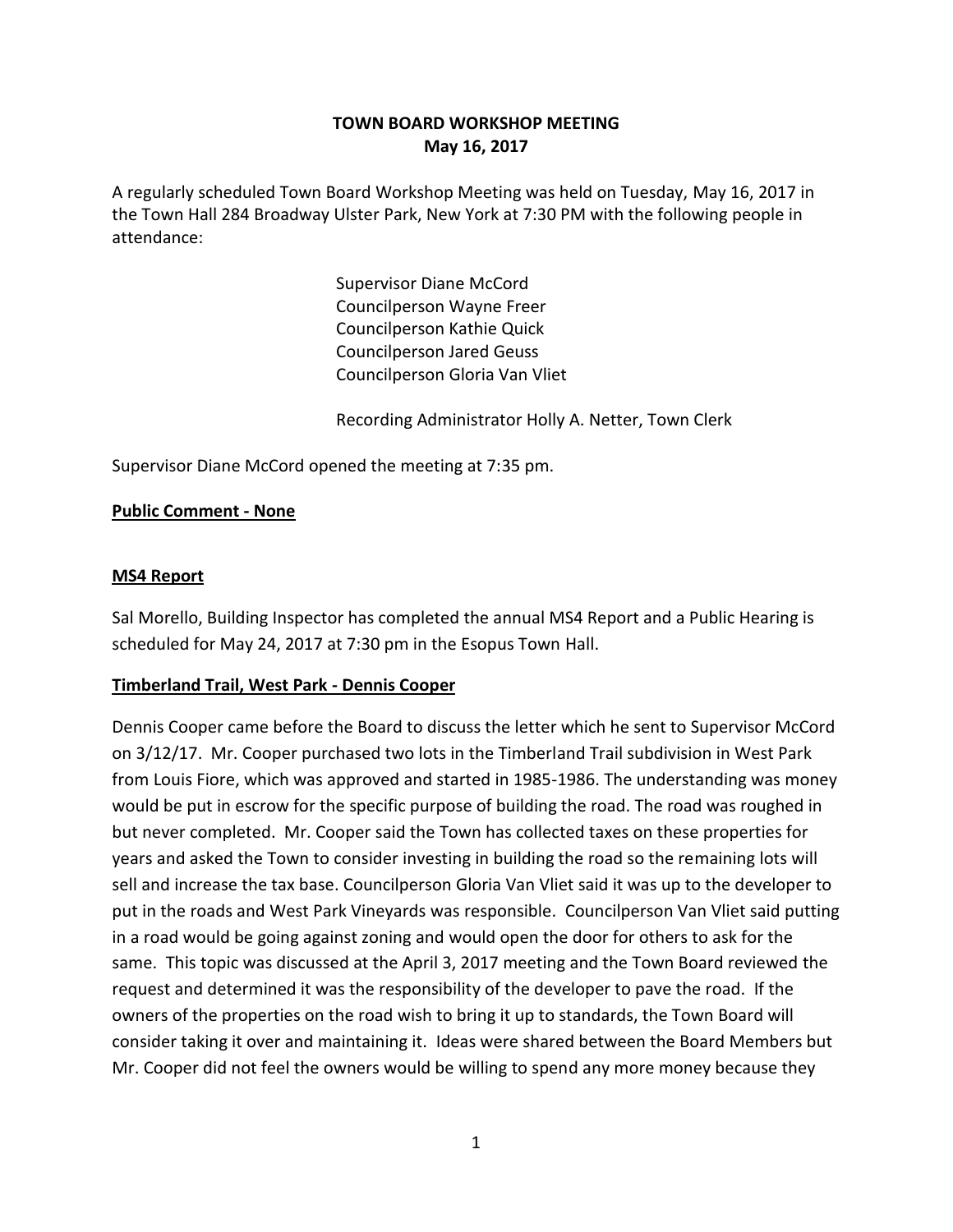# TOWN BOARD WORKSHOP MEETING
## May 16, 2017

A regularly scheduled Town Board Workshop Meeting was held on Tuesday, May 16, 2017 in the Town Hall 284 Broadway Ulster Park, New York at 7:30 PM with the following people in attendance:

Supervisor Diane McCord
Councilperson Wayne Freer
Councilperson Kathie Quick
Councilperson Jared Geuss
Councilperson Gloria Van Vliet

Recording Administrator Holly A. Netter, Town Clerk

Supervisor Diane McCord opened the meeting at 7:35 pm.

**<u>Public Comment - None</u>**

**<u>MS4 Report</u>**

Sal Morello, Building Inspector has completed the annual MS4 Report and a Public Hearing is scheduled for May 24, 2017 at 7:30 pm in the Esopus Town Hall.

**<u>Timberland Trail, West Park - Dennis Cooper</u>**

Dennis Cooper came before the Board to discuss the letter which he sent to Supervisor McCord on 3/12/17. Mr. Cooper purchased two lots in the Timberland Trail subdivision in West Park from Louis Fiore, which was approved and started in 1985-1986. The understanding was money would be put in escrow for the specific purpose of building the road. The road was roughed in but never completed. Mr. Cooper said the Town has collected taxes on these properties for years and asked the Town to consider investing in building the road so the remaining lots will sell and increase the tax base. Councilperson Gloria Van Vliet said it was up to the developer to put in the roads and West Park Vineyards was responsible. Councilperson Van Vliet said putting in a road would be going against zoning and would open the door for others to ask for the same. This topic was discussed at the April 3, 2017 meeting and the Town Board reviewed the request and determined it was the responsibility of the developer to pave the road. If the owners of the properties on the road wish to bring it up to standards, the Town Board will consider taking it over and maintaining it. Ideas were shared between the Board Members but Mr. Cooper did not feel the owners would be willing to spend any more money because they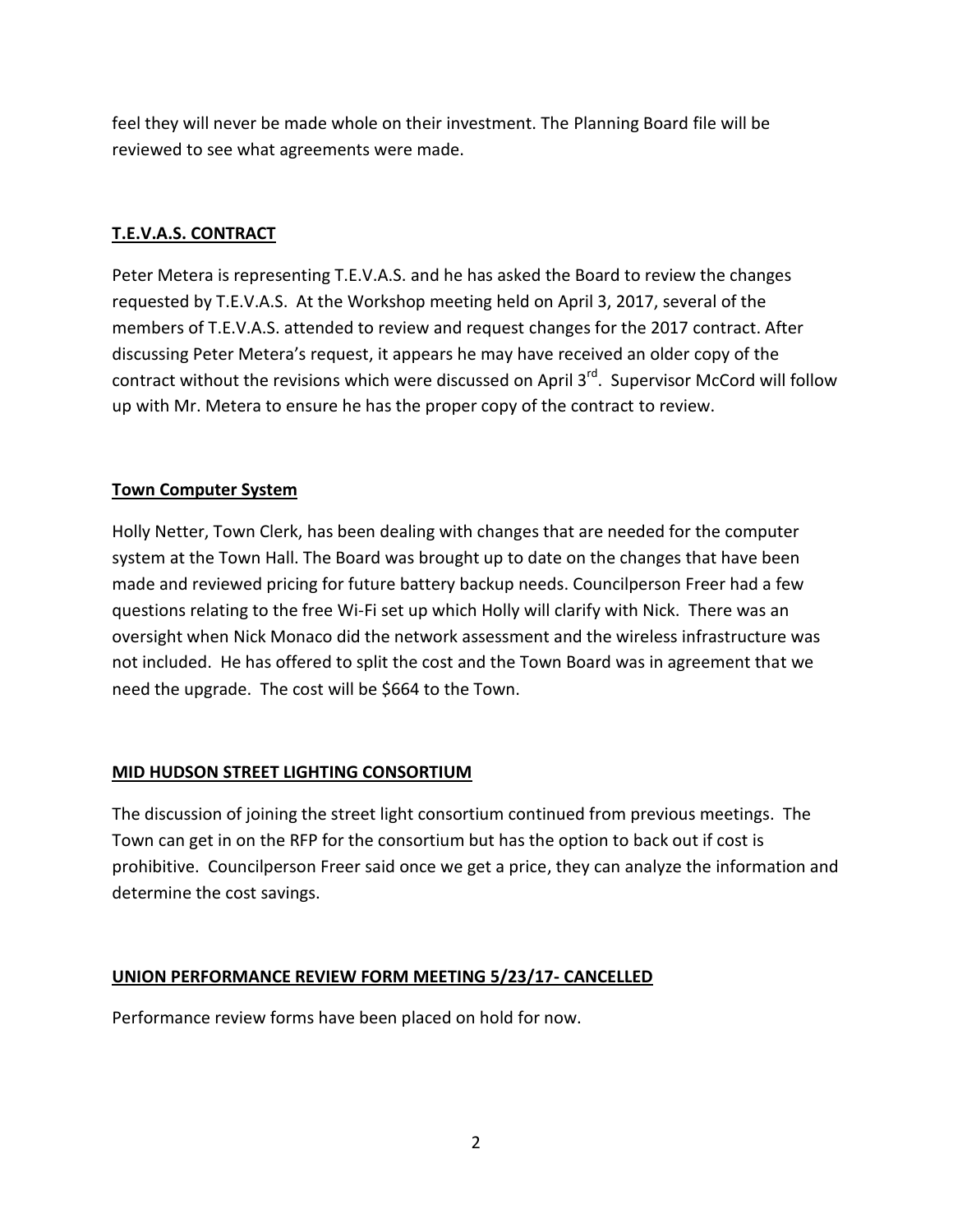feel they will never be made whole on their investment. The Planning Board file will be reviewed to see what agreements were made.

**T.E.V.A.S. CONTRACT**

Peter Metera is representing T.E.V.A.S. and he has asked the Board to review the changes requested by T.E.V.A.S. At the Workshop meeting held on April 3, 2017, several of the members of T.E.V.A.S. attended to review and request changes for the 2017 contract. After discussing Peter Metera's request, it appears he may have received an older copy of the contract without the revisions which were discussed on April 3rd. Supervisor McCord will follow up with Mr. Metera to ensure he has the proper copy of the contract to review.

**Town Computer System**

Holly Netter, Town Clerk, has been dealing with changes that are needed for the computer system at the Town Hall. The Board was brought up to date on the changes that have been made and reviewed pricing for future battery backup needs. Councilperson Freer had a few questions relating to the free Wi-Fi set up which Holly will clarify with Nick. There was an oversight when Nick Monaco did the network assessment and the wireless infrastructure was not included. He has offered to split the cost and the Town Board was in agreement that we need the upgrade. The cost will be $664 to the Town.

**MID HUDSON STREET LIGHTING CONSORTIUM**

The discussion of joining the street light consortium continued from previous meetings. The Town can get in on the RFP for the consortium but has the option to back out if cost is prohibitive. Councilperson Freer said once we get a price, they can analyze the information and determine the cost savings.

**UNION PERFORMANCE REVIEW FORM MEETING 5/23/17- CANCELLED**

Performance review forms have been placed on hold for now.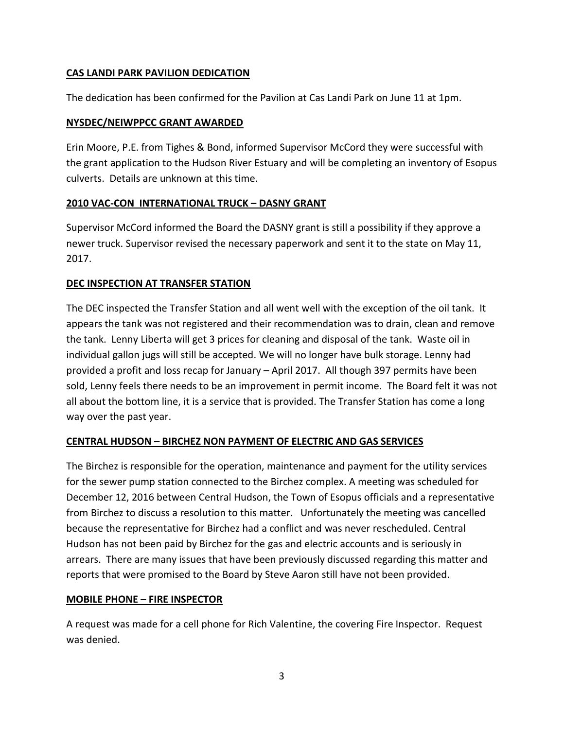**<u>CAS LANDI PARK PAVILION DEDICATION</u>**

The dedication has been confirmed for the Pavilion at Cas Landi Park on June 11 at 1pm.

**<u>NYSDEC/NEIWPPCC GRANT AWARDED</u>**

Erin Moore, P.E. from Tighes & Bond, informed Supervisor McCord they were successful with the grant application to the Hudson River Estuary and will be completing an inventory of Esopus culverts. Details are unknown at this time.

**<u>2010 VAC-CON INTERNATIONAL TRUCK – DASNY GRANT</u>**

Supervisor McCord informed the Board the DASNY grant is still a possibility if they approve a newer truck. Supervisor revised the necessary paperwork and sent it to the state on May 11, 2017.

**<u>DEC INSPECTION AT TRANSFER STATION</u>**

The DEC inspected the Transfer Station and all went well with the exception of the oil tank. It appears the tank was not registered and their recommendation was to drain, clean and remove the tank. Lenny Liberta will get 3 prices for cleaning and disposal of the tank. Waste oil in individual gallon jugs will still be accepted. We will no longer have bulk storage. Lenny had provided a profit and loss recap for January – April 2017. All though 397 permits have been sold, Lenny feels there needs to be an improvement in permit income. The Board felt it was not all about the bottom line, it is a service that is provided. The Transfer Station has come a long way over the past year.

**<u>CENTRAL HUDSON – BIRCHEZ NON PAYMENT OF ELECTRIC AND GAS SERVICES</u>**

The Birchez is responsible for the operation, maintenance and payment for the utility services for the sewer pump station connected to the Birchez complex. A meeting was scheduled for December 12, 2016 between Central Hudson, the Town of Esopus officials and a representative from Birchez to discuss a resolution to this matter. Unfortunately the meeting was cancelled because the representative for Birchez had a conflict and was never rescheduled. Central Hudson has not been paid by Birchez for the gas and electric accounts and is seriously in arrears. There are many issues that have been previously discussed regarding this matter and reports that were promised to the Board by Steve Aaron still have not been provided.

**<u>MOBILE PHONE – FIRE INSPECTOR</u>**

A request was made for a cell phone for Rich Valentine, the covering Fire Inspector. Request was denied.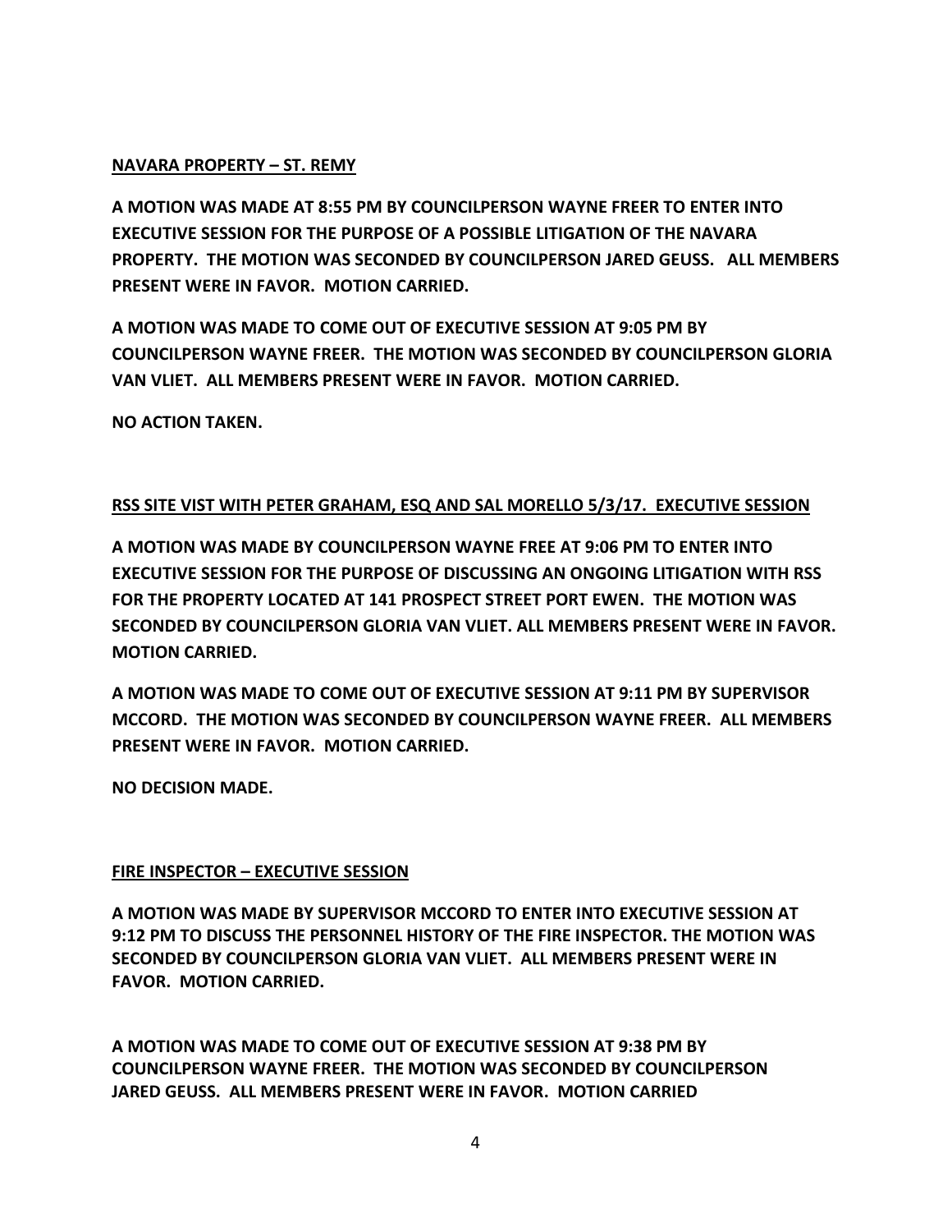**NAVARA PROPERTY – ST. REMY**

**A MOTION WAS MADE AT 8:55 PM BY COUNCILPERSON WAYNE FREER TO ENTER INTO EXECUTIVE SESSION FOR THE PURPOSE OF A POSSIBLE LITIGATION OF THE NAVARA PROPERTY. THE MOTION WAS SECONDED BY COUNCILPERSON JARED GEUSS. ALL MEMBERS PRESENT WERE IN FAVOR. MOTION CARRIED.**

**A MOTION WAS MADE TO COME OUT OF EXECUTIVE SESSION AT 9:05 PM BY COUNCILPERSON WAYNE FREER. THE MOTION WAS SECONDED BY COUNCILPERSON GLORIA VAN VLIET. ALL MEMBERS PRESENT WERE IN FAVOR. MOTION CARRIED.**

**NO ACTION TAKEN.**

**RSS SITE VIST WITH PETER GRAHAM, ESQ AND SAL MORELLO 5/3/17. EXECUTIVE SESSION**

**A MOTION WAS MADE BY COUNCILPERSON WAYNE FREE AT 9:06 PM TO ENTER INTO EXECUTIVE SESSION FOR THE PURPOSE OF DISCUSSING AN ONGOING LITIGATION WITH RSS FOR THE PROPERTY LOCATED AT 141 PROSPECT STREET PORT EWEN. THE MOTION WAS SECONDED BY COUNCILPERSON GLORIA VAN VLIET. ALL MEMBERS PRESENT WERE IN FAVOR. MOTION CARRIED.**

**A MOTION WAS MADE TO COME OUT OF EXECUTIVE SESSION AT 9:11 PM BY SUPERVISOR MCCORD. THE MOTION WAS SECONDED BY COUNCILPERSON WAYNE FREER. ALL MEMBERS PRESENT WERE IN FAVOR. MOTION CARRIED.**

**NO DECISION MADE.**

**FIRE INSPECTOR – EXECUTIVE SESSION**

**A MOTION WAS MADE BY SUPERVISOR MCCORD TO ENTER INTO EXECUTIVE SESSION AT 9:12 PM TO DISCUSS THE PERSONNEL HISTORY OF THE FIRE INSPECTOR. THE MOTION WAS SECONDED BY COUNCILPERSON GLORIA VAN VLIET. ALL MEMBERS PRESENT WERE IN FAVOR. MOTION CARRIED.**

**A MOTION WAS MADE TO COME OUT OF EXECUTIVE SESSION AT 9:38 PM BY COUNCILPERSON WAYNE FREER. THE MOTION WAS SECONDED BY COUNCILPERSON JARED GEUSS. ALL MEMBERS PRESENT WERE IN FAVOR. MOTION CARRIED**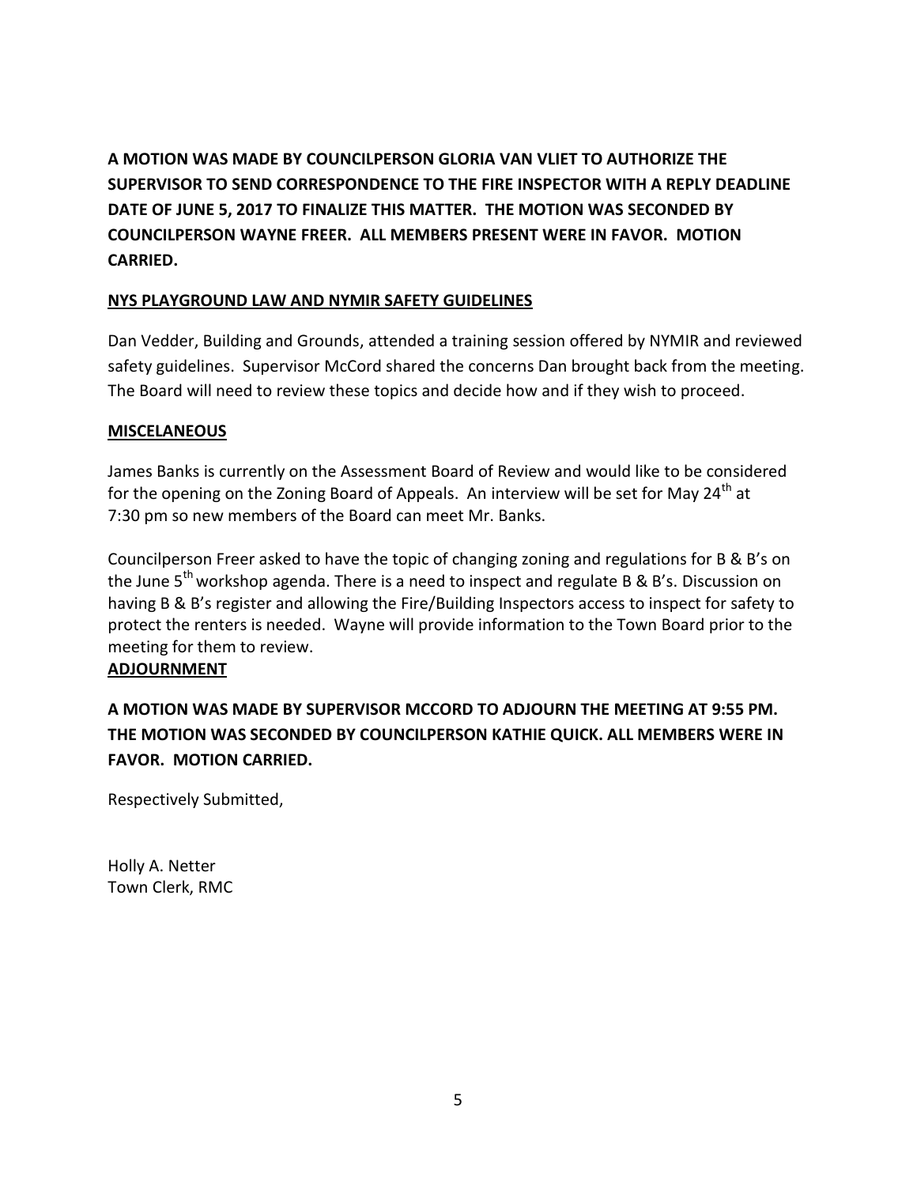**A MOTION WAS MADE BY COUNCILPERSON GLORIA VAN VLIET TO AUTHORIZE THE SUPERVISOR TO SEND CORRESPONDENCE TO THE FIRE INSPECTOR WITH A REPLY DEADLINE DATE OF JUNE 5, 2017 TO FINALIZE THIS MATTER. THE MOTION WAS SECONDED BY COUNCILPERSON WAYNE FREER. ALL MEMBERS PRESENT WERE IN FAVOR. MOTION CARRIED.**

**NYS PLAYGROUND LAW AND NYMIR SAFETY GUIDELINES**

Dan Vedder, Building and Grounds, attended a training session offered by NYMIR and reviewed safety guidelines. Supervisor McCord shared the concerns Dan brought back from the meeting. The Board will need to review these topics and decide how and if they wish to proceed.

**MISCELANEOUS**

James Banks is currently on the Assessment Board of Review and would like to be considered for the opening on the Zoning Board of Appeals. An interview will be set for May 24th at 7:30 pm so new members of the Board can meet Mr. Banks.

Councilperson Freer asked to have the topic of changing zoning and regulations for B & B's on the June 5th workshop agenda. There is a need to inspect and regulate B & B's. Discussion on having B & B's register and allowing the Fire/Building Inspectors access to inspect for safety to protect the renters is needed. Wayne will provide information to the Town Board prior to the meeting for them to review.

**ADJOURNMENT**

**A MOTION WAS MADE BY SUPERVISOR MCCORD TO ADJOURN THE MEETING AT 9:55 PM. THE MOTION WAS SECONDED BY COUNCILPERSON KATHIE QUICK. ALL MEMBERS WERE IN FAVOR. MOTION CARRIED.**

Respectively Submitted,

Holly A. Netter
Town Clerk, RMC